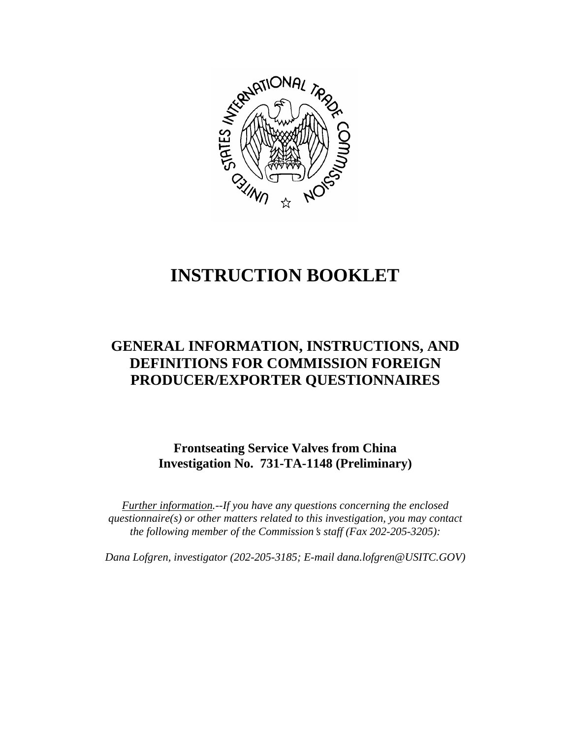# INSTRUCTION BOOKLET

## GENERAL INFORMATION, INSTRUCTIONS, AND DEFINITIONS FOR COMMISSION FOREIGN PRODUCER/EXPORTER QUESTIONNAIRES

### Frontseating Service Valves from China
### Investigation No. 731-TA-1148 (Preliminary)

*Further information.--If you have any questions concerning the enclosed questionnaire(s) or other matters related to this investigation, you may contact the following member of the Commission's staff (Fax 202-205-3205):*

*Dana Lofgren, investigator (202-205-3185; E-mail dana.lofgren@USITC.GOV)*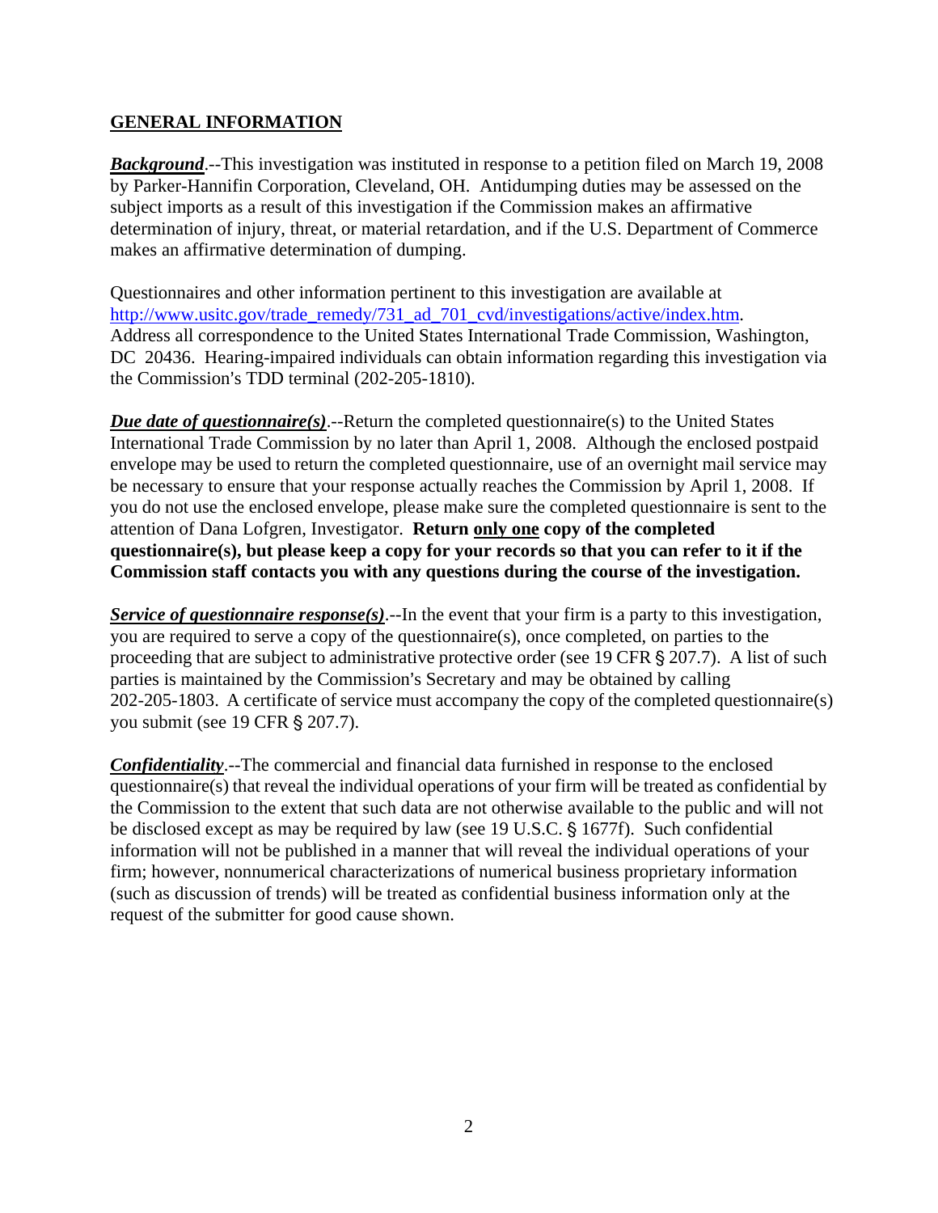## GENERAL INFORMATION

***Background***.--This investigation was instituted in response to a petition filed on March 19, 2008 by Parker-Hannifin Corporation, Cleveland, OH. Antidumping duties may be assessed on the subject imports as a result of this investigation if the Commission makes an affirmative determination of injury, threat, or material retardation, and if the U.S. Department of Commerce makes an affirmative determination of dumping.

Questionnaires and other information pertinent to this investigation are available at http://www.usitc.gov/trade_remedy/731_ad_701_cvd/investigations/active/index.htm. Address all correspondence to the United States International Trade Commission, Washington, DC 20436. Hearing-impaired individuals can obtain information regarding this investigation via the Commission's TDD terminal (202-205-1810).

***Due date of questionnaire(s)***.--Return the completed questionnaire(s) to the United States International Trade Commission by no later than April 1, 2008. Although the enclosed postpaid envelope may be used to return the completed questionnaire, use of an overnight mail service may be necessary to ensure that your response actually reaches the Commission by April 1, 2008. If you do not use the enclosed envelope, please make sure the completed questionnaire is sent to the attention of Dana Lofgren, Investigator. **Return only one copy of the completed questionnaire(s), but please keep a copy for your records so that you can refer to it if the Commission staff contacts you with any questions during the course of the investigation.**

***Service of questionnaire response(s)***.--In the event that your firm is a party to this investigation, you are required to serve a copy of the questionnaire(s), once completed, on parties to the proceeding that are subject to administrative protective order (see 19 CFR § 207.7). A list of such parties is maintained by the Commission's Secretary and may be obtained by calling 202-205-1803. A certificate of service must accompany the copy of the completed questionnaire(s) you submit (see 19 CFR § 207.7).

***Confidentiality***.--The commercial and financial data furnished in response to the enclosed questionnaire(s) that reveal the individual operations of your firm will be treated as confidential by the Commission to the extent that such data are not otherwise available to the public and will not be disclosed except as may be required by law (see 19 U.S.C. § 1677f). Such confidential information will not be published in a manner that will reveal the individual operations of your firm; however, nonnumerical characterizations of numerical business proprietary information (such as discussion of trends) will be treated as confidential business information only at the request of the submitter for good cause shown.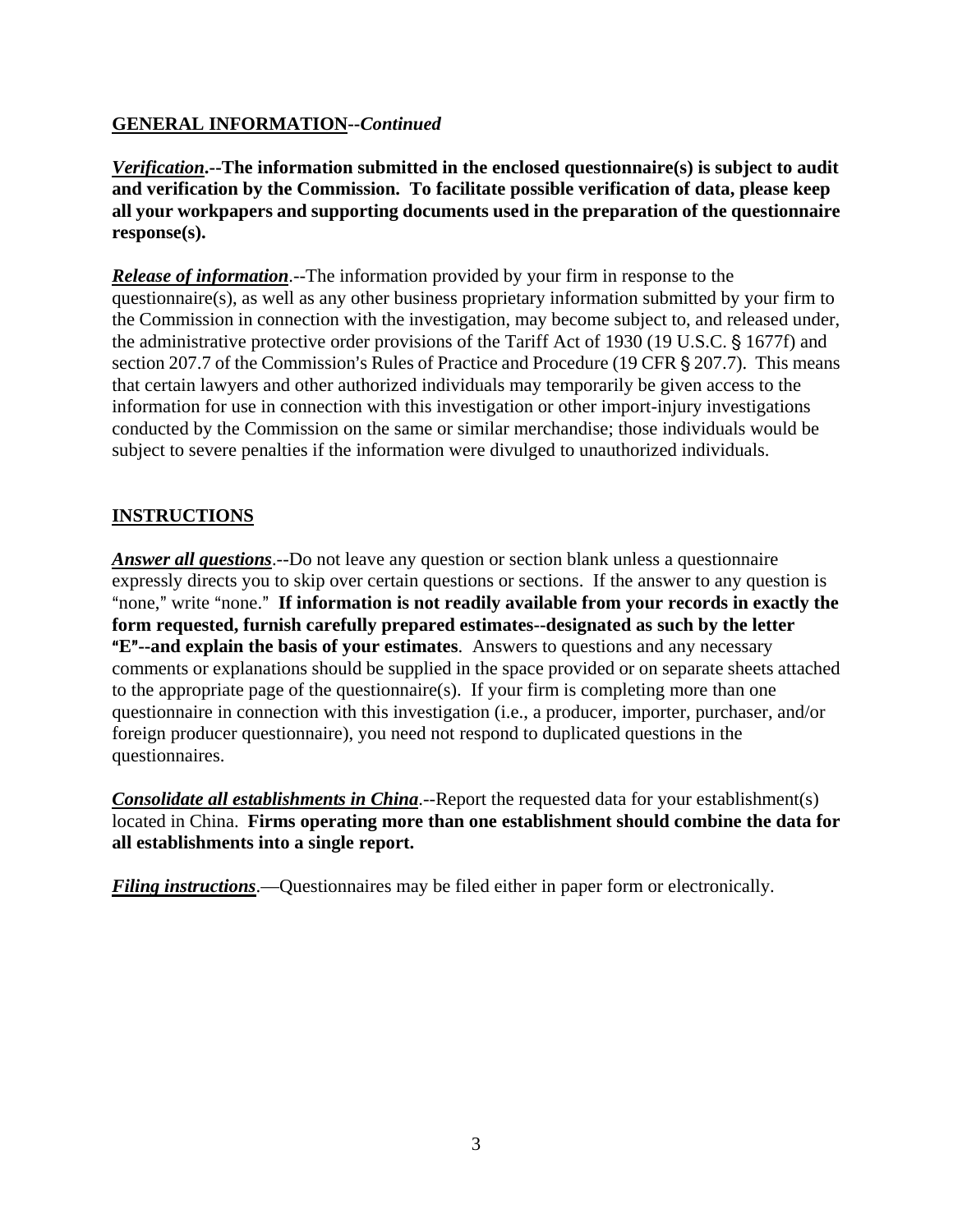## GENERAL INFORMATION--*Continued*

***Verification*.--The information submitted in the enclosed questionnaire(s) is subject to audit and verification by the Commission. To facilitate possible verification of data, please keep all your workpapers and supporting documents used in the preparation of the questionnaire response(s).**

***Release of information***.--The information provided by your firm in response to the questionnaire(s), as well as any other business proprietary information submitted by your firm to the Commission in connection with the investigation, may become subject to, and released under, the administrative protective order provisions of the Tariff Act of 1930 (19 U.S.C. § 1677f) and section 207.7 of the Commission's Rules of Practice and Procedure (19 CFR § 207.7). This means that certain lawyers and other authorized individuals may temporarily be given access to the information for use in connection with this investigation or other import-injury investigations conducted by the Commission on the same or similar merchandise; those individuals would be subject to severe penalties if the information were divulged to unauthorized individuals.

## INSTRUCTIONS

***Answer all questions***.--Do not leave any question or section blank unless a questionnaire expressly directs you to skip over certain questions or sections. If the answer to any question is "none," write "none." **If information is not readily available from your records in exactly the form requested, furnish carefully prepared estimates--designated as such by the letter "E"--and explain the basis of your estimates**. Answers to questions and any necessary comments or explanations should be supplied in the space provided or on separate sheets attached to the appropriate page of the questionnaire(s). If your firm is completing more than one questionnaire in connection with this investigation (i.e., a producer, importer, purchaser, and/or foreign producer questionnaire), you need not respond to duplicated questions in the questionnaires.

***Consolidate all establishments in China***.--Report the requested data for your establishment(s) located in China. **Firms operating more than one establishment should combine the data for all establishments into a single report.**

***Filing instructions***.—Questionnaires may be filed either in paper form or electronically.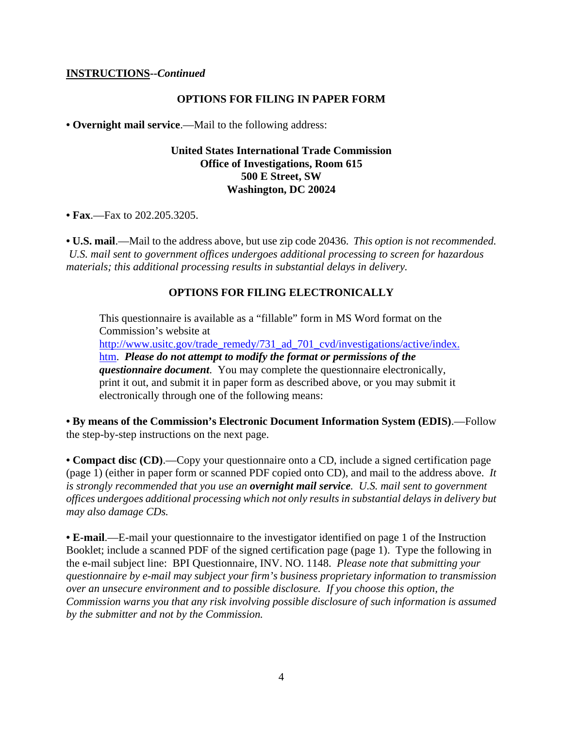**INSTRUCTIONS--*Continued***

**OPTIONS FOR FILING IN PAPER FORM**

• **Overnight mail service**.—Mail to the following address:

**United States International Trade Commission**
**Office of Investigations, Room 615**
**500 E Street, SW**
**Washington, DC 20024**

• **Fax**.—Fax to 202.205.3205.

• **U.S. mail**.—Mail to the address above, but use zip code 20436. *This option is not recommended. U.S. mail sent to government offices undergoes additional processing to screen for hazardous materials; this additional processing results in substantial delays in delivery.*

**OPTIONS FOR FILING ELECTRONICALLY**

This questionnaire is available as a "fillable" form in MS Word format on the Commission's website at http://www.usitc.gov/trade_remedy/731_ad_701_cvd/investigations/active/index.htm. ***Please do not attempt to modify the format or permissions of the questionnaire document***. You may complete the questionnaire electronically, print it out, and submit it in paper form as described above, or you may submit it electronically through one of the following means:

• **By means of the Commission's Electronic Document Information System (EDIS)**.—Follow the step-by-step instructions on the next page.

• **Compact disc (CD)**.—Copy your questionnaire onto a CD, include a signed certification page (page 1) (either in paper form or scanned PDF copied onto CD), and mail to the address above. *It is strongly recommended that you use an **overnight mail service**. U.S. mail sent to government offices undergoes additional processing which not only results in substantial delays in delivery but may also damage CDs.*

• **E-mail**.—E-mail your questionnaire to the investigator identified on page 1 of the Instruction Booklet; include a scanned PDF of the signed certification page (page 1). Type the following in the e-mail subject line: BPI Questionnaire, INV. NO. 1148. *Please note that submitting your questionnaire by e-mail may subject your firm's business proprietary information to transmission over an unsecure environment and to possible disclosure. If you choose this option, the Commission warns you that any risk involving possible disclosure of such information is assumed by the submitter and not by the Commission.*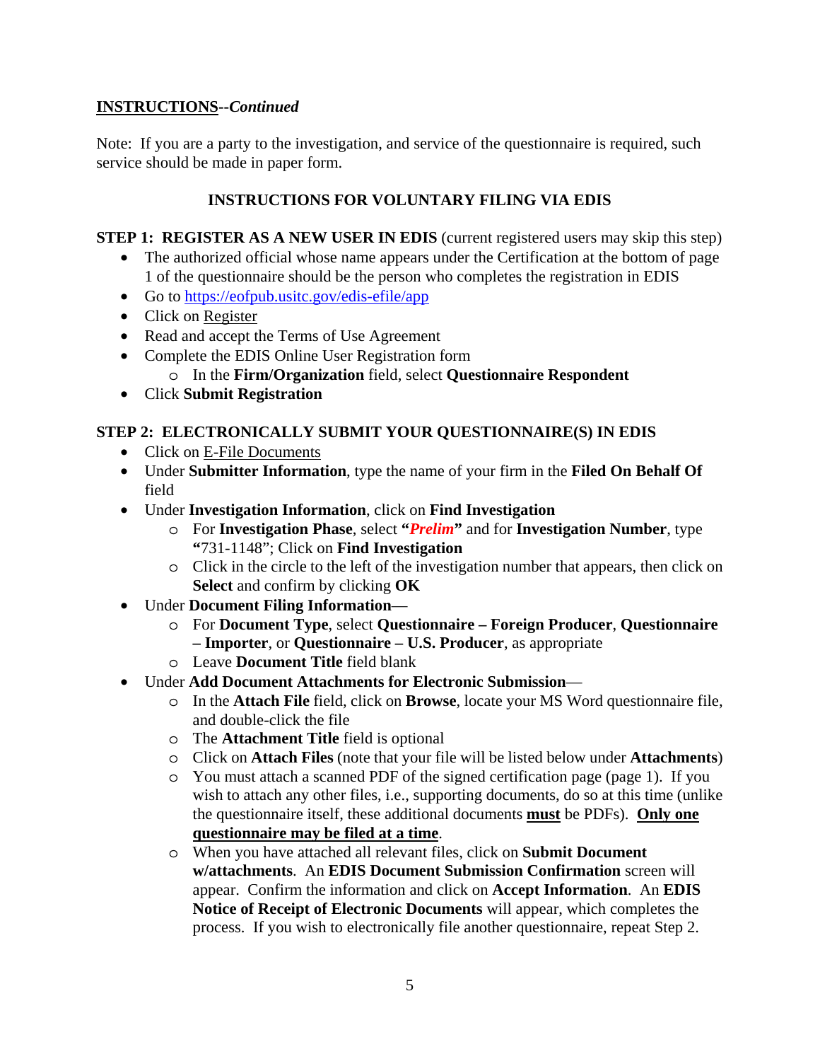**<u>INSTRUCTIONS</u>--*Continued***

Note: If you are a party to the investigation, and service of the questionnaire is required, such service should be made in paper form.

**INSTRUCTIONS FOR VOLUNTARY FILING VIA EDIS**

**STEP 1: REGISTER AS A NEW USER IN EDIS** (current registered users may skip this step)

- The authorized official whose name appears under the Certification at the bottom of page 1 of the questionnaire should be the person who completes the registration in EDIS
- Go to https://eofpub.usitc.gov/edis-efile/app
- Click on <u>Register</u>
- Read and accept the Terms of Use Agreement
- Complete the EDIS Online User Registration form
  - In the **Firm/Organization** field, select **Questionnaire Respondent**
- Click **Submit Registration**

**STEP 2: ELECTRONICALLY SUBMIT YOUR QUESTIONNAIRE(S) IN EDIS**

- Click on <u>E-File Documents</u>
- Under **Submitter Information**, type the name of your firm in the **Filed On Behalf Of** field
- Under **Investigation Information**, click on **Find Investigation**
  - For **Investigation Phase**, select **"*Prelim*"** and for **Investigation Number**, type **"**731-1148"; Click on **Find Investigation**
  - Click in the circle to the left of the investigation number that appears, then click on **Select** and confirm by clicking **OK**
- Under **Document Filing Information**—
  - For **Document Type**, select **Questionnaire – Foreign Producer**, **Questionnaire – Importer**, or **Questionnaire – U.S. Producer**, as appropriate
  - Leave **Document Title** field blank
- Under **Add Document Attachments for Electronic Submission**—
  - In the **Attach File** field, click on **Browse**, locate your MS Word questionnaire file, and double-click the file
  - The **Attachment Title** field is optional
  - Click on **Attach Files** (note that your file will be listed below under **Attachments**)
  - You must attach a scanned PDF of the signed certification page (page 1). If you wish to attach any other files, i.e., supporting documents, do so at this time (unlike the questionnaire itself, these additional documents **<u>must</u>** be PDFs). **<u>Only one questionnaire may be filed at a time</u>**.
  - When you have attached all relevant files, click on **Submit Document w/attachments**. An **EDIS Document Submission Confirmation** screen will appear. Confirm the information and click on **Accept Information**. An **EDIS Notice of Receipt of Electronic Documents** will appear, which completes the process. If you wish to electronically file another questionnaire, repeat Step 2.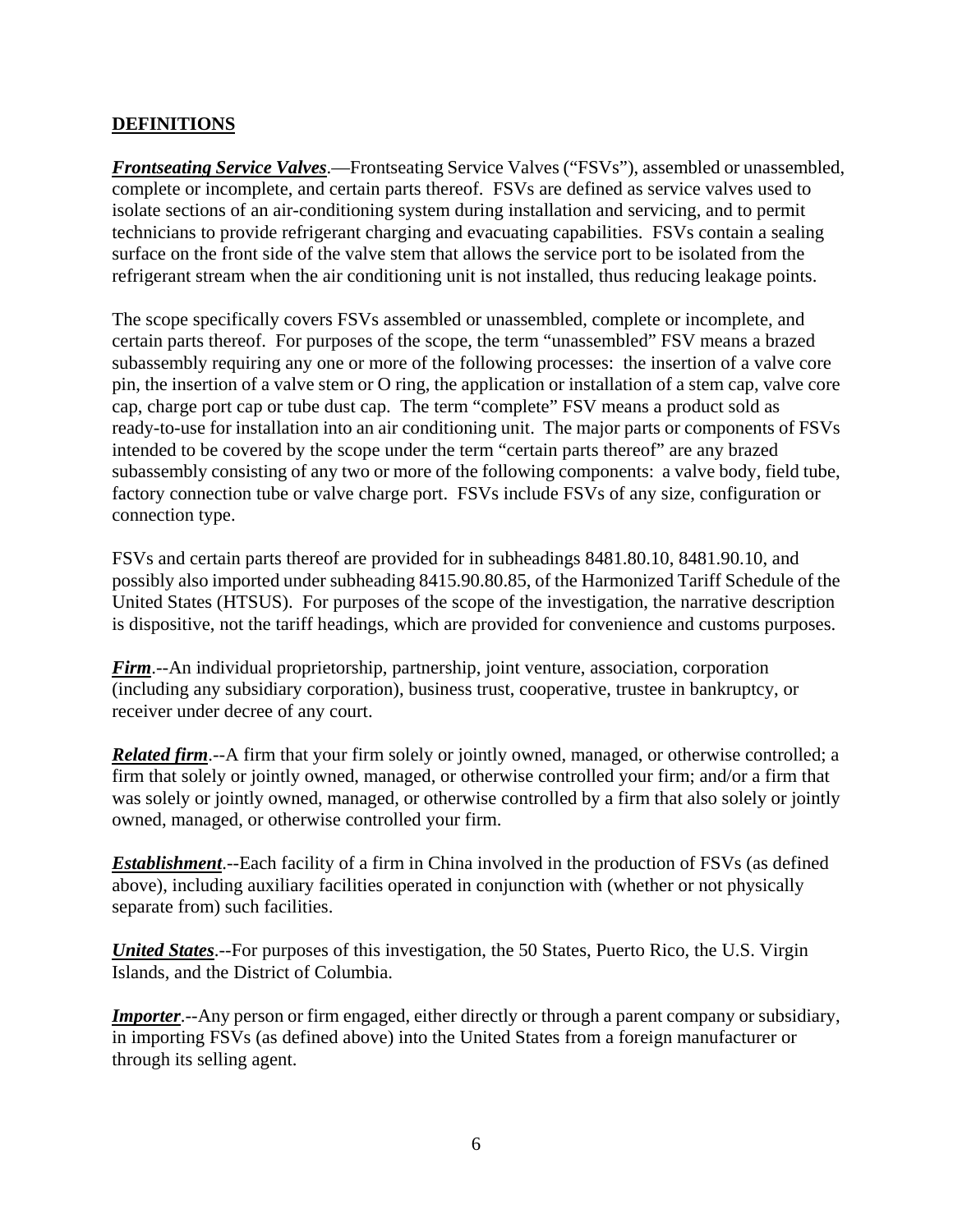## DEFINITIONS

***Frontseating Service Valves***.—Frontseating Service Valves ("FSVs"), assembled or unassembled, complete or incomplete, and certain parts thereof. FSVs are defined as service valves used to isolate sections of an air-conditioning system during installation and servicing, and to permit technicians to provide refrigerant charging and evacuating capabilities. FSVs contain a sealing surface on the front side of the valve stem that allows the service port to be isolated from the refrigerant stream when the air conditioning unit is not installed, thus reducing leakage points.

The scope specifically covers FSVs assembled or unassembled, complete or incomplete, and certain parts thereof. For purposes of the scope, the term "unassembled" FSV means a brazed subassembly requiring any one or more of the following processes: the insertion of a valve core pin, the insertion of a valve stem or O ring, the application or installation of a stem cap, valve core cap, charge port cap or tube dust cap. The term "complete" FSV means a product sold as ready-to-use for installation into an air conditioning unit. The major parts or components of FSVs intended to be covered by the scope under the term "certain parts thereof" are any brazed subassembly consisting of any two or more of the following components: a valve body, field tube, factory connection tube or valve charge port. FSVs include FSVs of any size, configuration or connection type.

FSVs and certain parts thereof are provided for in subheadings 8481.80.10, 8481.90.10, and possibly also imported under subheading 8415.90.80.85, of the Harmonized Tariff Schedule of the United States (HTSUS). For purposes of the scope of the investigation, the narrative description is dispositive, not the tariff headings, which are provided for convenience and customs purposes.

***Firm***.--An individual proprietorship, partnership, joint venture, association, corporation (including any subsidiary corporation), business trust, cooperative, trustee in bankruptcy, or receiver under decree of any court.

***Related firm***.--A firm that your firm solely or jointly owned, managed, or otherwise controlled; a firm that solely or jointly owned, managed, or otherwise controlled your firm; and/or a firm that was solely or jointly owned, managed, or otherwise controlled by a firm that also solely or jointly owned, managed, or otherwise controlled your firm.

***Establishment***.--Each facility of a firm in China involved in the production of FSVs (as defined above), including auxiliary facilities operated in conjunction with (whether or not physically separate from) such facilities.

***United States***.--For purposes of this investigation, the 50 States, Puerto Rico, the U.S. Virgin Islands, and the District of Columbia.

***Importer***.--Any person or firm engaged, either directly or through a parent company or subsidiary, in importing FSVs (as defined above) into the United States from a foreign manufacturer or through its selling agent.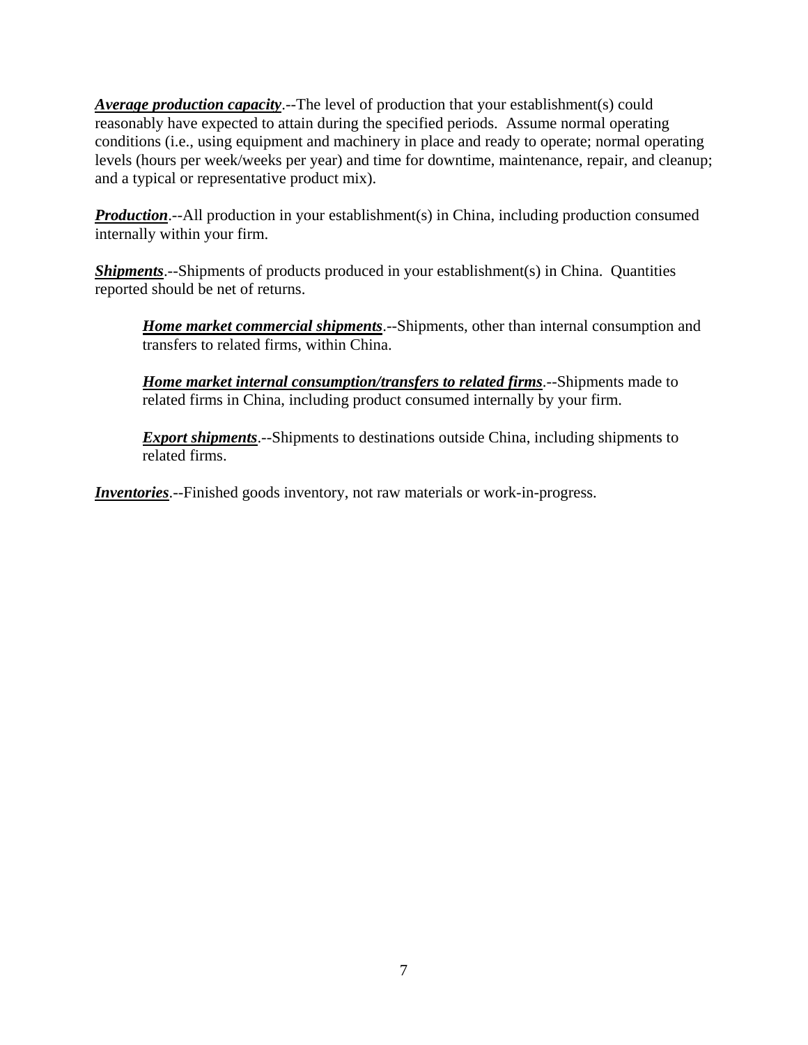***Average production capacity***.--The level of production that your establishment(s) could reasonably have expected to attain during the specified periods. Assume normal operating conditions (i.e., using equipment and machinery in place and ready to operate; normal operating levels (hours per week/weeks per year) and time for downtime, maintenance, repair, and cleanup; and a typical or representative product mix).

***Production***.--All production in your establishment(s) in China, including production consumed internally within your firm.

***Shipments***.--Shipments of products produced in your establishment(s) in China. Quantities reported should be net of returns.

> ***Home market commercial shipments***.--Shipments, other than internal consumption and transfers to related firms, within China.
>
> ***Home market internal consumption/transfers to related firms***.--Shipments made to related firms in China, including product consumed internally by your firm.
>
> ***Export shipments***.--Shipments to destinations outside China, including shipments to related firms.

***Inventories***.--Finished goods inventory, not raw materials or work-in-progress.